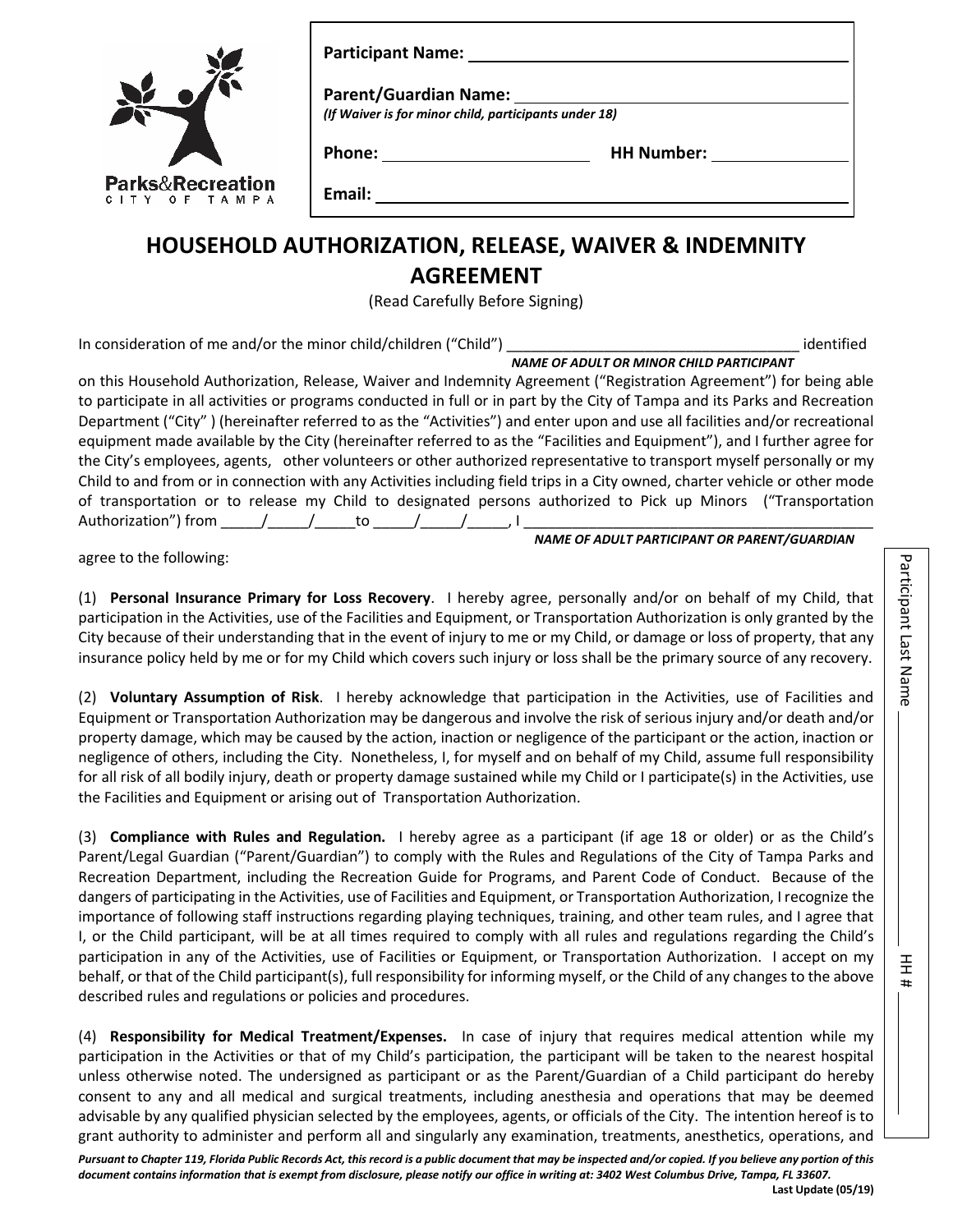Parks&Recreation
CITY OF TAMPA

**Participant Name:** ______________________________

**Parent/Guardian Name:** ______________________________
*(If Waiver is for minor child, participants under 18)*

**Phone:** ____________________ **HH Number:** ______________

**Email:** ______________________________

# HOUSEHOLD AUTHORIZATION, RELEASE, WAIVER & INDEMNITY AGREEMENT

(Read Carefully Before Signing)

In consideration of me and/or the minor child/children ("Child") ___________________________________ identified
***NAME OF ADULT OR MINOR CHILD PARTICIPANT***
on this Household Authorization, Release, Waiver and Indemnity Agreement ("Registration Agreement") for being able to participate in all activities or programs conducted in full or in part by the City of Tampa and its Parks and Recreation Department ("City" ) (hereinafter referred to as the "Activities") and enter upon and use all facilities and/or recreational equipment made available by the City (hereinafter referred to as the "Facilities and Equipment"), and I further agree for the City's employees, agents, other volunteers or other authorized representative to transport myself personally or my Child to and from or in connection with any Activities including field trips in a City owned, charter vehicle or other mode of transportation or to release my Child to designated persons authorized to Pick up Minors ("Transportation Authorization") from _____/_____/_____to _____/_____/_____, I ___________________________________________
***NAME OF ADULT PARTICIPANT OR PARENT/GUARDIAN***

agree to the following:

(1) **Personal Insurance Primary for Loss Recovery**. I hereby agree, personally and/or on behalf of my Child, that participation in the Activities, use of the Facilities and Equipment, or Transportation Authorization is only granted by the City because of their understanding that in the event of injury to me or my Child, or damage or loss of property, that any insurance policy held by me or for my Child which covers such injury or loss shall be the primary source of any recovery.

(2) **Voluntary Assumption of Risk**. I hereby acknowledge that participation in the Activities, use of Facilities and Equipment or Transportation Authorization may be dangerous and involve the risk of serious injury and/or death and/or property damage, which may be caused by the action, inaction or negligence of the participant or the action, inaction or negligence of others, including the City. Nonetheless, I, for myself and on behalf of my Child, assume full responsibility for all risk of all bodily injury, death or property damage sustained while my Child or I participate(s) in the Activities, use the Facilities and Equipment or arising out of Transportation Authorization.

(3) **Compliance with Rules and Regulation.** I hereby agree as a participant (if age 18 or older) or as the Child's Parent/Legal Guardian ("Parent/Guardian") to comply with the Rules and Regulations of the City of Tampa Parks and Recreation Department, including the Recreation Guide for Programs, and Parent Code of Conduct. Because of the dangers of participating in the Activities, use of Facilities and Equipment, or Transportation Authorization, I recognize the importance of following staff instructions regarding playing techniques, training, and other team rules, and I agree that I, or the Child participant, will be at all times required to comply with all rules and regulations regarding the Child's participation in any of the Activities, use of Facilities or Equipment, or Transportation Authorization. I accept on my behalf, or that of the Child participant(s), full responsibility for informing myself, or the Child of any changes to the above described rules and regulations or policies and procedures.

(4) **Responsibility for Medical Treatment/Expenses.** In case of injury that requires medical attention while my participation in the Activities or that of my Child's participation, the participant will be taken to the nearest hospital unless otherwise noted. The undersigned as participant or as the Parent/Guardian of a Child participant do hereby consent to any and all medical and surgical treatments, including anesthesia and operations that may be deemed advisable by any qualified physician selected by the employees, agents, or officials of the City. The intention hereof is to grant authority to administer and perform all and singularly any examination, treatments, anesthetics, operations, and

Participant Last Name ______________ HH # ________

*Pursuant to Chapter 119, Florida Public Records Act, this record is a public document that may be inspected and/or copied. If you believe any portion of this document contains information that is exempt from disclosure, please notify our office in writing at: 3402 West Columbus Drive, Tampa, FL 33607.*

**Last Update (05/19)**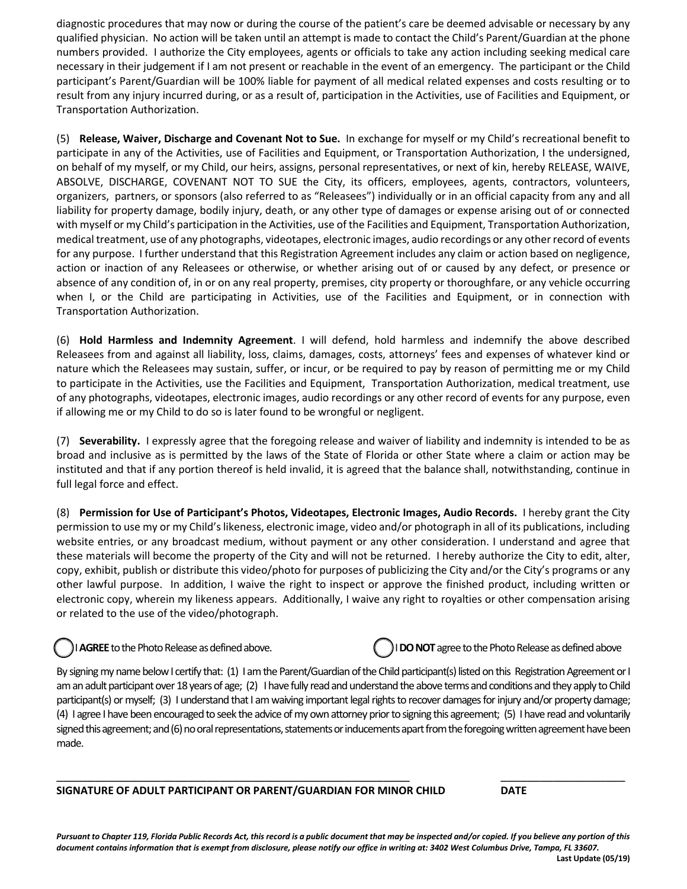diagnostic procedures that may now or during the course of the patient's care be deemed advisable or necessary by any qualified physician. No action will be taken until an attempt is made to contact the Child's Parent/Guardian at the phone numbers provided. I authorize the City employees, agents or officials to take any action including seeking medical care necessary in their judgement if I am not present or reachable in the event of an emergency. The participant or the Child participant's Parent/Guardian will be 100% liable for payment of all medical related expenses and costs resulting or to result from any injury incurred during, or as a result of, participation in the Activities, use of Facilities and Equipment, or Transportation Authorization.

(5) **Release, Waiver, Discharge and Covenant Not to Sue.** In exchange for myself or my Child's recreational benefit to participate in any of the Activities, use of Facilities and Equipment, or Transportation Authorization, I the undersigned, on behalf of my myself, or my Child, our heirs, assigns, personal representatives, or next of kin, hereby RELEASE, WAIVE, ABSOLVE, DISCHARGE, COVENANT NOT TO SUE the City, its officers, employees, agents, contractors, volunteers, organizers, partners, or sponsors (also referred to as "Releasees") individually or in an official capacity from any and all liability for property damage, bodily injury, death, or any other type of damages or expense arising out of or connected with myself or my Child's participation in the Activities, use of the Facilities and Equipment, Transportation Authorization, medical treatment, use of any photographs, videotapes, electronic images, audio recordings or any other record of events for any purpose. I further understand that this Registration Agreement includes any claim or action based on negligence, action or inaction of any Releasees or otherwise, or whether arising out of or caused by any defect, or presence or absence of any condition of, in or on any real property, premises, city property or thoroughfare, or any vehicle occurring when I, or the Child are participating in Activities, use of the Facilities and Equipment, or in connection with Transportation Authorization.

(6) **Hold Harmless and Indemnity Agreement**. I will defend, hold harmless and indemnify the above described Releasees from and against all liability, loss, claims, damages, costs, attorneys' fees and expenses of whatever kind or nature which the Releasees may sustain, suffer, or incur, or be required to pay by reason of permitting me or my Child to participate in the Activities, use the Facilities and Equipment, Transportation Authorization, medical treatment, use of any photographs, videotapes, electronic images, audio recordings or any other record of events for any purpose, even if allowing me or my Child to do so is later found to be wrongful or negligent.

(7) **Severability.** I expressly agree that the foregoing release and waiver of liability and indemnity is intended to be as broad and inclusive as is permitted by the laws of the State of Florida or other State where a claim or action may be instituted and that if any portion thereof is held invalid, it is agreed that the balance shall, notwithstanding, continue in full legal force and effect.

(8) **Permission for Use of Participant's Photos, Videotapes, Electronic Images, Audio Records.** I hereby grant the City permission to use my or my Child's likeness, electronic image, video and/or photograph in all of its publications, including website entries, or any broadcast medium, without payment or any other consideration. I understand and agree that these materials will become the property of the City and will not be returned. I hereby authorize the City to edit, alter, copy, exhibit, publish or distribute this video/photo for purposes of publicizing the City and/or the City's programs or any other lawful purpose. In addition, I waive the right to inspect or approve the finished product, including written or electronic copy, wherein my likeness appears. Additionally, I waive any right to royalties or other compensation arising or related to the use of the video/photograph.

◯ I **AGREE** to the Photo Release as defined above. ◯ I **DO NOT** agree to the Photo Release as defined above

By signing my name below I certify that: (1) I am the Parent/Guardian of the Child participant(s) listed on this Registration Agreement or I am an adult participant over 18 years of age; (2) I have fully read and understand the above terms and conditions and they apply to Child participant(s) or myself; (3) I understand that I am waiving important legal rights to recover damages for injury and/or property damage; (4) I agree I have been encouraged to seek the advice of my own attorney prior to signing this agreement; (5) I have read and voluntarily signed this agreement; and (6) no oral representations, statements or inducements apart from the foregoing written agreement have been made.

______________________________________________________________ ______________________

**SIGNATURE OF ADULT PARTICIPANT OR PARENT/GUARDIAN FOR MINOR CHILD** **DATE**

***Pursuant to Chapter 119, Florida Public Records Act, this record is a public document that may be inspected and/or copied. If you believe any portion of this document contains information that is exempt from disclosure, please notify our office in writing at: 3402 West Columbus Drive, Tampa, FL 33607.***

**Last Update (05/19)**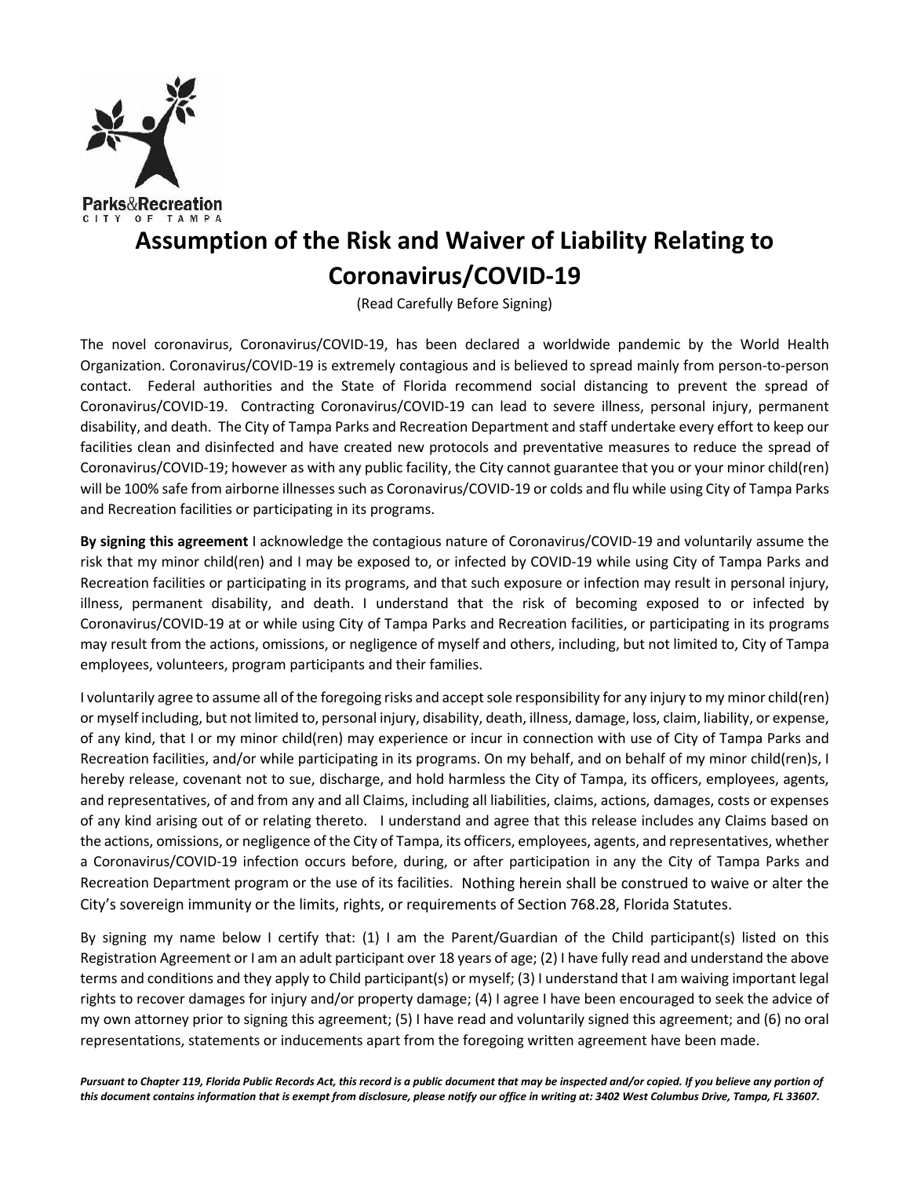Parks&Recreation
CITY OF TAMPA

# Assumption of the Risk and Waiver of Liability Relating to Coronavirus/COVID-19

(Read Carefully Before Signing)

The novel coronavirus, Coronavirus/COVID-19, has been declared a worldwide pandemic by the World Health Organization. Coronavirus/COVID-19 is extremely contagious and is believed to spread mainly from person-to-person contact. Federal authorities and the State of Florida recommend social distancing to prevent the spread of Coronavirus/COVID-19. Contracting Coronavirus/COVID-19 can lead to severe illness, personal injury, permanent disability, and death. The City of Tampa Parks and Recreation Department and staff undertake every effort to keep our facilities clean and disinfected and have created new protocols and preventative measures to reduce the spread of Coronavirus/COVID-19; however as with any public facility, the City cannot guarantee that you or your minor child(ren) will be 100% safe from airborne illnesses such as Coronavirus/COVID-19 or colds and flu while using City of Tampa Parks and Recreation facilities or participating in its programs.

**By signing this agreement** I acknowledge the contagious nature of Coronavirus/COVID-19 and voluntarily assume the risk that my minor child(ren) and I may be exposed to, or infected by COVID-19 while using City of Tampa Parks and Recreation facilities or participating in its programs, and that such exposure or infection may result in personal injury, illness, permanent disability, and death. I understand that the risk of becoming exposed to or infected by Coronavirus/COVID-19 at or while using City of Tampa Parks and Recreation facilities, or participating in its programs may result from the actions, omissions, or negligence of myself and others, including, but not limited to, City of Tampa employees, volunteers, program participants and their families.

I voluntarily agree to assume all of the foregoing risks and accept sole responsibility for any injury to my minor child(ren) or myself including, but not limited to, personal injury, disability, death, illness, damage, loss, claim, liability, or expense, of any kind, that I or my minor child(ren) may experience or incur in connection with use of City of Tampa Parks and Recreation facilities, and/or while participating in its programs. On my behalf, and on behalf of my minor child(ren)s, I hereby release, covenant not to sue, discharge, and hold harmless the City of Tampa, its officers, employees, agents, and representatives, of and from any and all Claims, including all liabilities, claims, actions, damages, costs or expenses of any kind arising out of or relating thereto. I understand and agree that this release includes any Claims based on the actions, omissions, or negligence of the City of Tampa, its officers, employees, agents, and representatives, whether a Coronavirus/COVID-19 infection occurs before, during, or after participation in any the City of Tampa Parks and Recreation Department program or the use of its facilities. Nothing herein shall be construed to waive or alter the City's sovereign immunity or the limits, rights, or requirements of Section 768.28, Florida Statutes.

By signing my name below I certify that: (1) I am the Parent/Guardian of the Child participant(s) listed on this Registration Agreement or I am an adult participant over 18 years of age; (2) I have fully read and understand the above terms and conditions and they apply to Child participant(s) or myself; (3) I understand that I am waiving important legal rights to recover damages for injury and/or property damage; (4) I agree I have been encouraged to seek the advice of my own attorney prior to signing this agreement; (5) I have read and voluntarily signed this agreement; and (6) no oral representations, statements or inducements apart from the foregoing written agreement have been made.

***Pursuant to Chapter 119, Florida Public Records Act, this record is a public document that may be inspected and/or copied. If you believe any portion of this document contains information that is exempt from disclosure, please notify our office in writing at: 3402 West Columbus Drive, Tampa, FL 33607.***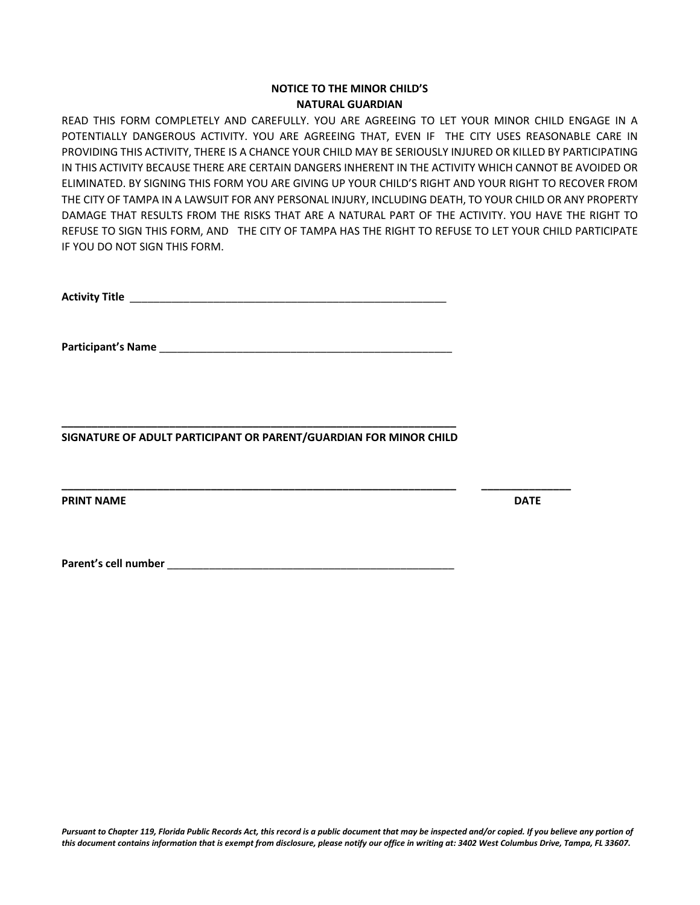## NOTICE TO THE MINOR CHILD'S NATURAL GUARDIAN

READ THIS FORM COMPLETELY AND CAREFULLY. YOU ARE AGREEING TO LET YOUR MINOR CHILD ENGAGE IN A POTENTIALLY DANGEROUS ACTIVITY. YOU ARE AGREEING THAT, EVEN IF THE CITY USES REASONABLE CARE IN PROVIDING THIS ACTIVITY, THERE IS A CHANCE YOUR CHILD MAY BE SERIOUSLY INJURED OR KILLED BY PARTICIPATING IN THIS ACTIVITY BECAUSE THERE ARE CERTAIN DANGERS INHERENT IN THE ACTIVITY WHICH CANNOT BE AVOIDED OR ELIMINATED. BY SIGNING THIS FORM YOU ARE GIVING UP YOUR CHILD'S RIGHT AND YOUR RIGHT TO RECOVER FROM THE CITY OF TAMPA IN A LAWSUIT FOR ANY PERSONAL INJURY, INCLUDING DEATH, TO YOUR CHILD OR ANY PROPERTY DAMAGE THAT RESULTS FROM THE RISKS THAT ARE A NATURAL PART OF THE ACTIVITY. YOU HAVE THE RIGHT TO REFUSE TO SIGN THIS FORM, AND THE CITY OF TAMPA HAS THE RIGHT TO REFUSE TO LET YOUR CHILD PARTICIPATE IF YOU DO NOT SIGN THIS FORM.

**Activity Title** _______________________________________________________

**Participant's Name** ___________________________________________________

_________________________________________________________________

**SIGNATURE OF ADULT PARTICIPANT OR PARENT/GUARDIAN FOR MINOR CHILD**

_________________________________________________________________  _______________

**PRINT NAME** **DATE**

**Parent's cell number** ___________________________________________________

*Pursuant to Chapter 119, Florida Public Records Act, this record is a public document that may be inspected and/or copied. If you believe any portion of this document contains information that is exempt from disclosure, please notify our office in writing at: 3402 West Columbus Drive, Tampa, FL 33607.*